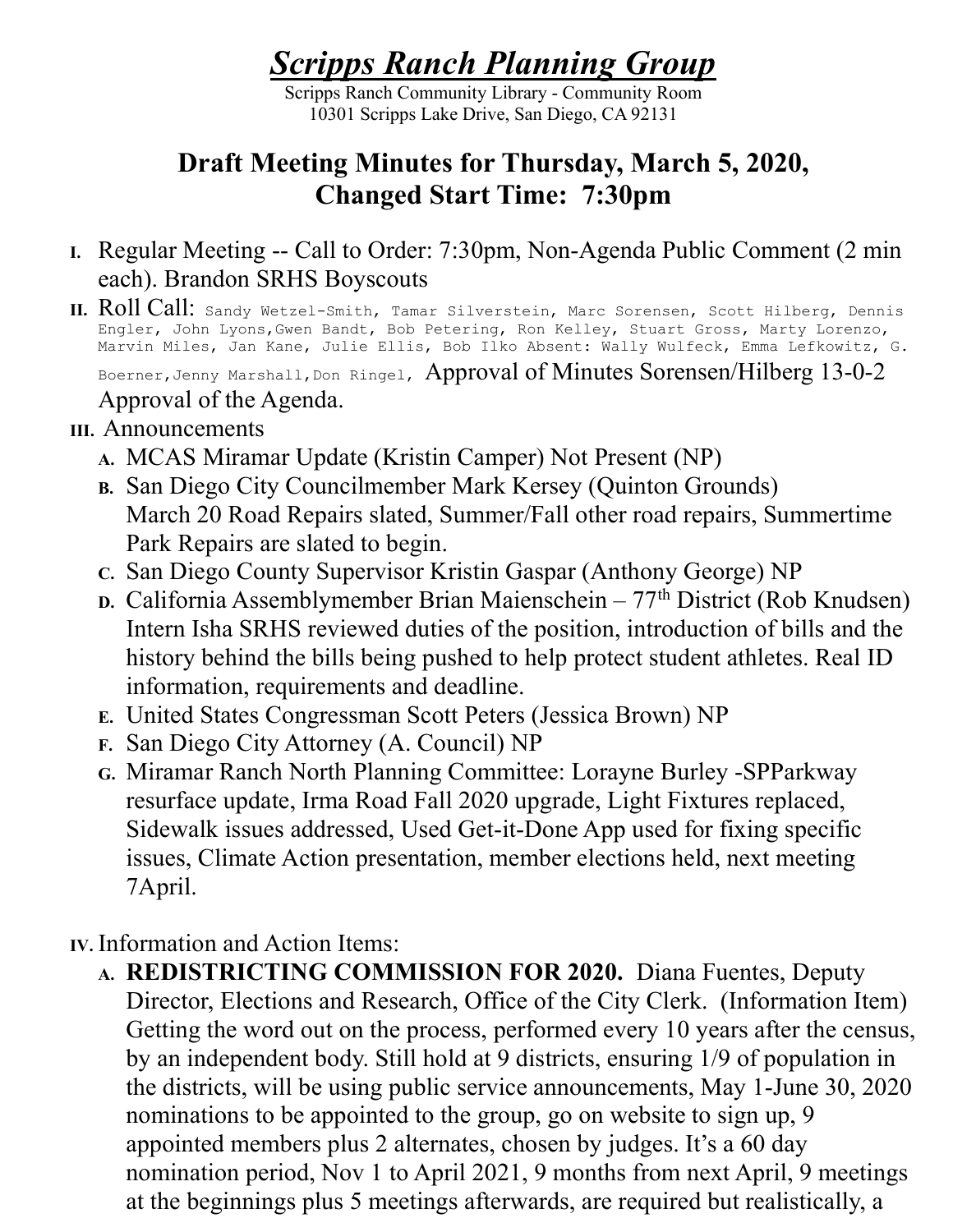# *Scripps Ranch Planning Group*

Scripps Ranch Community Library - Community Room
10301 Scripps Lake Drive, San Diego, CA 92131

## Draft Meeting Minutes for Thursday, March 5, 2020, Changed Start Time: 7:30pm

I. Regular Meeting -- Call to Order: 7:30pm, Non-Agenda Public Comment (2 min each). Brandon SRHS Boyscouts

II. Roll Call: Sandy Wetzel-Smith, Tamar Silverstein, Marc Sorensen, Scott Hilberg, Dennis Engler, John Lyons,Gwen Bandt, Bob Petering, Ron Kelley, Stuart Gross, Marty Lorenzo, Marvin Miles, Jan Kane, Julie Ellis, Bob Ilko Absent: Wally Wulfeck, Emma Lefkowitz, G. Boerner,Jenny Marshall,Don Ringel, Approval of Minutes Sorensen/Hilberg 13-0-2 Approval of the Agenda.

III. Announcements

A. MCAS Miramar Update (Kristin Camper) Not Present (NP)

B. San Diego City Councilmember Mark Kersey (Quinton Grounds) March 20 Road Repairs slated, Summer/Fall other road repairs, Summertime Park Repairs are slated to begin.

C. San Diego County Supervisor Kristin Gaspar (Anthony George) NP

D. California Assemblymember Brian Maienschein – 77th District (Rob Knudsen) Intern Isha SRHS reviewed duties of the position, introduction of bills and the history behind the bills being pushed to help protect student athletes. Real ID information, requirements and deadline.

E. United States Congressman Scott Peters (Jessica Brown) NP

F. San Diego City Attorney (A. Council) NP

G. Miramar Ranch North Planning Committee: Lorayne Burley -SPParkway resurface update, Irma Road Fall 2020 upgrade, Light Fixtures replaced, Sidewalk issues addressed, Used Get-it-Done App used for fixing specific issues, Climate Action presentation, member elections held, next meeting 7April.

IV. Information and Action Items:

A. **REDISTRICTING COMMISSION FOR 2020.** Diana Fuentes, Deputy Director, Elections and Research, Office of the City Clerk. (Information Item) Getting the word out on the process, performed every 10 years after the census, by an independent body. Still hold at 9 districts, ensuring 1/9 of population in the districts, will be using public service announcements, May 1-June 30, 2020 nominations to be appointed to the group, go on website to sign up, 9 appointed members plus 2 alternates, chosen by judges. It's a 60 day nomination period, Nov 1 to April 2021, 9 months from next April, 9 meetings at the beginnings plus 5 meetings afterwards, are required but realistically, a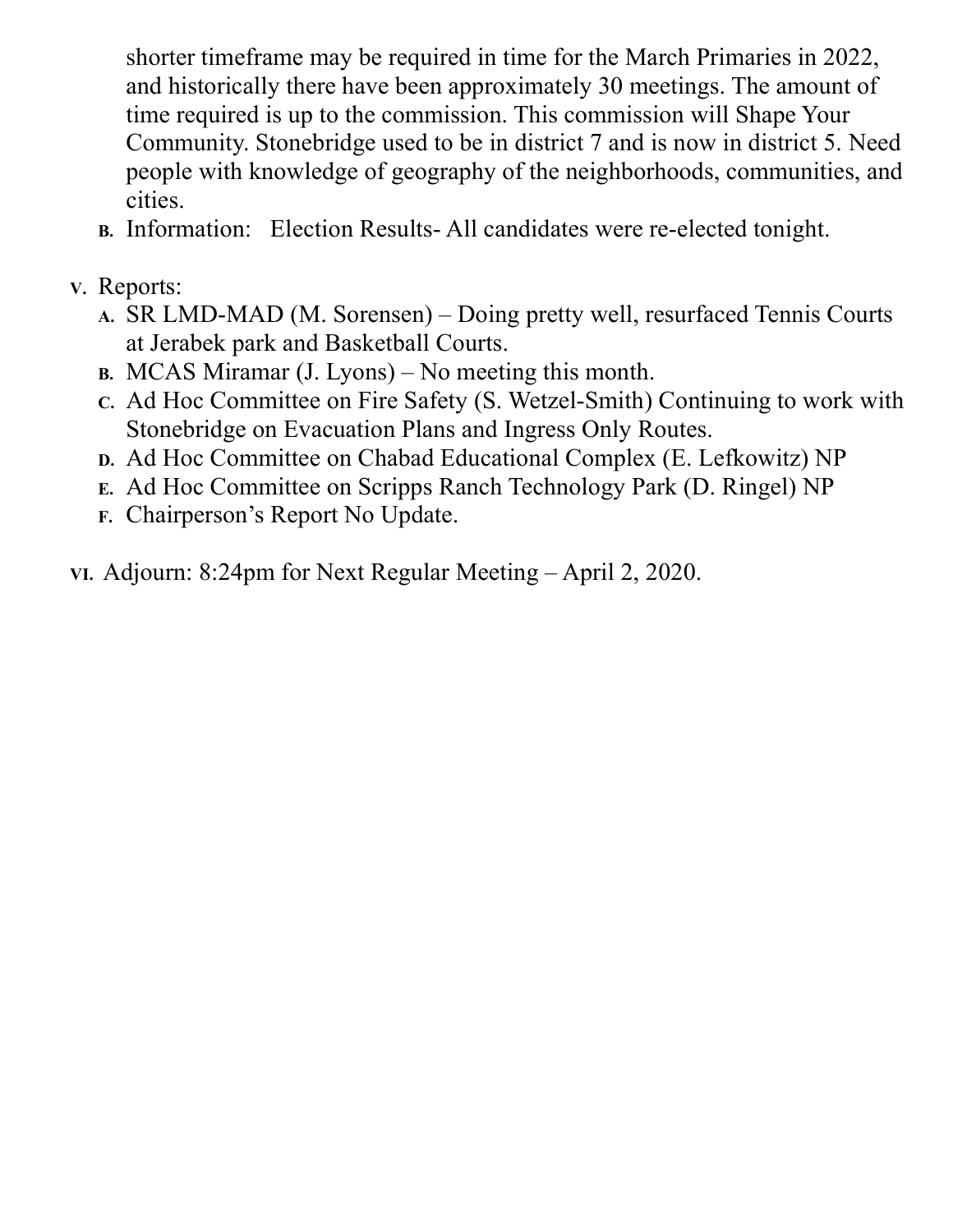shorter timeframe may be required in time for the March Primaries in 2022, and historically there have been approximately 30 meetings. The amount of time required is up to the commission. This commission will Shape Your Community. Stonebridge used to be in district 7 and is now in district 5. Need people with knowledge of geography of the neighborhoods, communities, and cities.

B. Information: Election Results- All candidates were re-elected tonight.

V. Reports:

A. SR LMD-MAD (M. Sorensen) – Doing pretty well, resurfaced Tennis Courts at Jerabek park and Basketball Courts.

B. MCAS Miramar (J. Lyons) – No meeting this month.

C. Ad Hoc Committee on Fire Safety (S. Wetzel-Smith) Continuing to work with Stonebridge on Evacuation Plans and Ingress Only Routes.

D. Ad Hoc Committee on Chabad Educational Complex (E. Lefkowitz) NP

E. Ad Hoc Committee on Scripps Ranch Technology Park (D. Ringel) NP

F. Chairperson's Report No Update.

VI. Adjourn: 8:24pm for Next Regular Meeting – April 2, 2020.